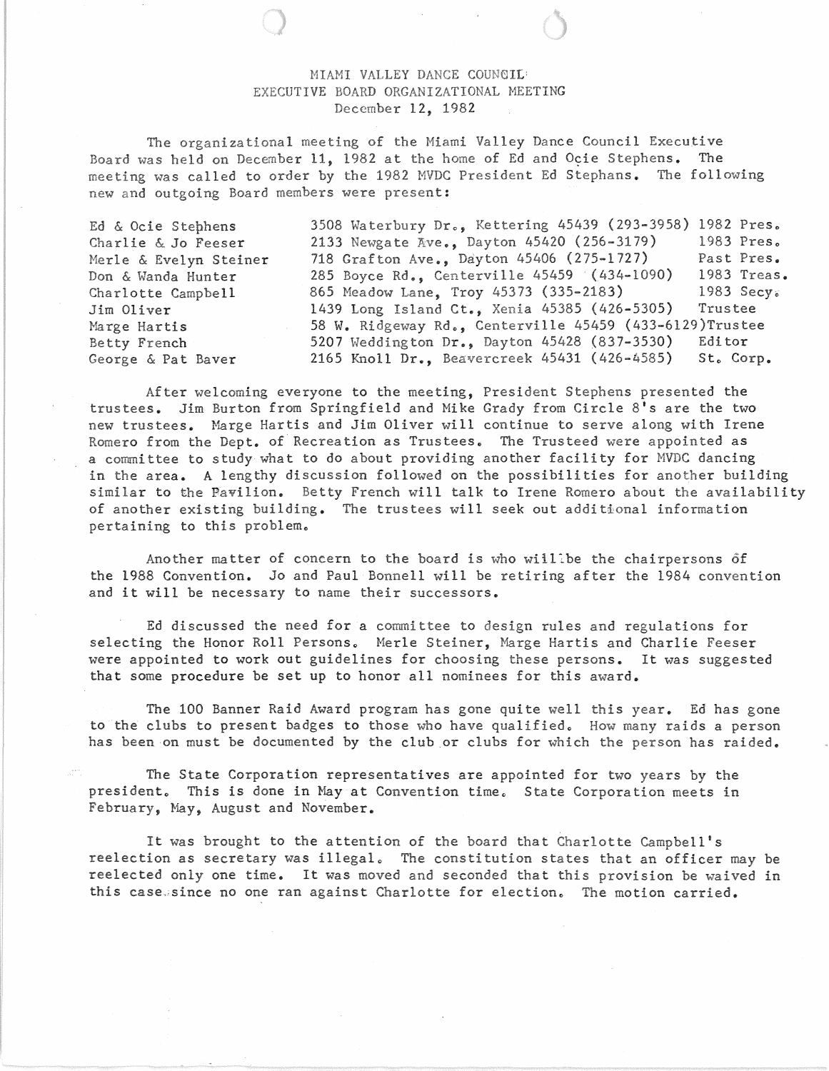MIAMI VALLEY DANCE COUNCIL
EXECUTIVE BOARD ORGANIZATIONAL MEETING
December 12, 1982

The organizational meeting of the Miami Valley Dance Council Executive Board was held on December 11, 1982 at the home of Ed and Ocie Stephens. The meeting was called to order by the 1982 MVDC President Ed Stephans. The following new and outgoing Board members were present:

| | | |
|---|---|---|
| Ed & Ocie Stephens | 3508 Waterbury Dr., Kettering 45439 (293-3958) | 1982 Pres. |
| Charlie & Jo Feeser | 2133 Newgate Ave., Dayton 45420 (256-3179) | 1983 Pres. |
| Merle & Evelyn Steiner | 718 Grafton Ave., Dayton 45406 (275-1727) | Past Pres. |
| Don & Wanda Hunter | 285 Boyce Rd., Centerville 45459 (434-1090) | 1983 Treas. |
| Charlotte Campbell | 865 Meadow Lane, Troy 45373 (335-2183) | 1983 Secy. |
| Jim Oliver | 1439 Long Island Ct., Xenia 45385 (426-5305) | Trustee |
| Marge Hartis | 58 W. Ridgeway Rd., Centerville 45459 (433-6129) | Trustee |
| Betty French | 5207 Weddington Dr., Dayton 45428 (837-3530) | Editor |
| George & Pat Baver | 2165 Knoll Dr., Beavercreek 45431 (426-4585) | St. Corp. |

After welcoming everyone to the meeting, President Stephens presented the trustees. Jim Burton from Springfield and Mike Grady from Circle 8's are the two new trustees. Marge Hartis and Jim Oliver will continue to serve along with Irene Romero from the Dept. of Recreation as Trustees. The Trusteed were appointed as a committee to study what to do about providing another facility for MVDC dancing in the area. A lengthy discussion followed on the possibilities for another building similar to the Pavilion. Betty French will talk to Irene Romero about the availability of another existing building. The trustees will seek out additional information pertaining to this problem.

Another matter of concern to the board is who will be the chairpersons of the 1988 Convention. Jo and Paul Bonnell will be retiring after the 1984 convention and it will be necessary to name their successors.

Ed discussed the need for a committee to design rules and regulations for selecting the Honor Roll Persons. Merle Steiner, Marge Hartis and Charlie Feeser were appointed to work out guidelines for choosing these persons. It was suggested that some procedure be set up to honor all nominees for this award.

The 100 Banner Raid Award program has gone quite well this year. Ed has gone to the clubs to present badges to those who have qualified. How many raids a person has been on must be documented by the club or clubs for which the person has raided.

The State Corporation representatives are appointed for two years by the president. This is done in May at Convention time. State Corporation meets in February, May, August and November.

It was brought to the attention of the board that Charlotte Campbell's reelection as secretary was illegal. The constitution states that an officer may be reelected only one time. It was moved and seconded that this provision be waived in this case since no one ran against Charlotte for election. The motion carried.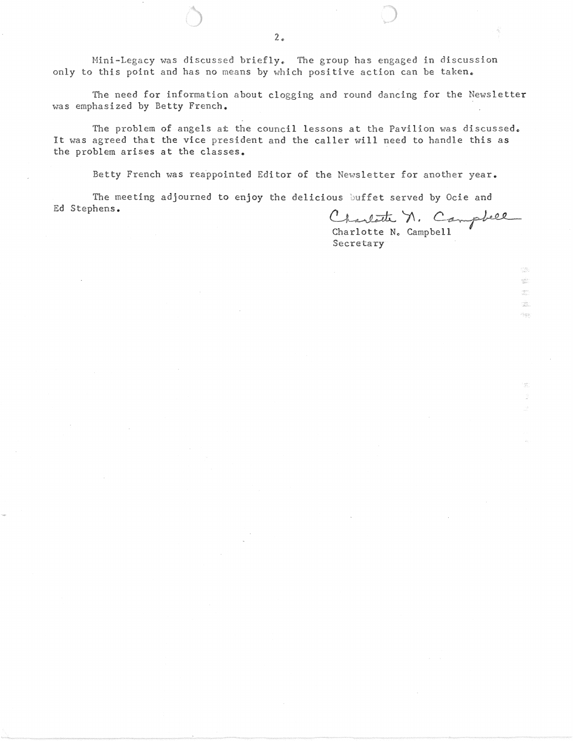Mini-Legacy was discussed briefly. The group has engaged in discussion only to this point and has no means by which positive action can be taken.

The need for information about clogging and round dancing for the Newsletter was emphasized by Betty French.

The problem of angels at the council lessons at the Pavilion was discussed. It was agreed that the vice president and the caller will need to handle this as the problem arises at the classes.

Betty French was reappointed Editor of the Newsletter for another year.

The meeting adjourned to enjoy the delicious buffet served by Ocie and Ed Stephens.

Charlotte N. Campbell

Charlotte N. Campbell
Secretary